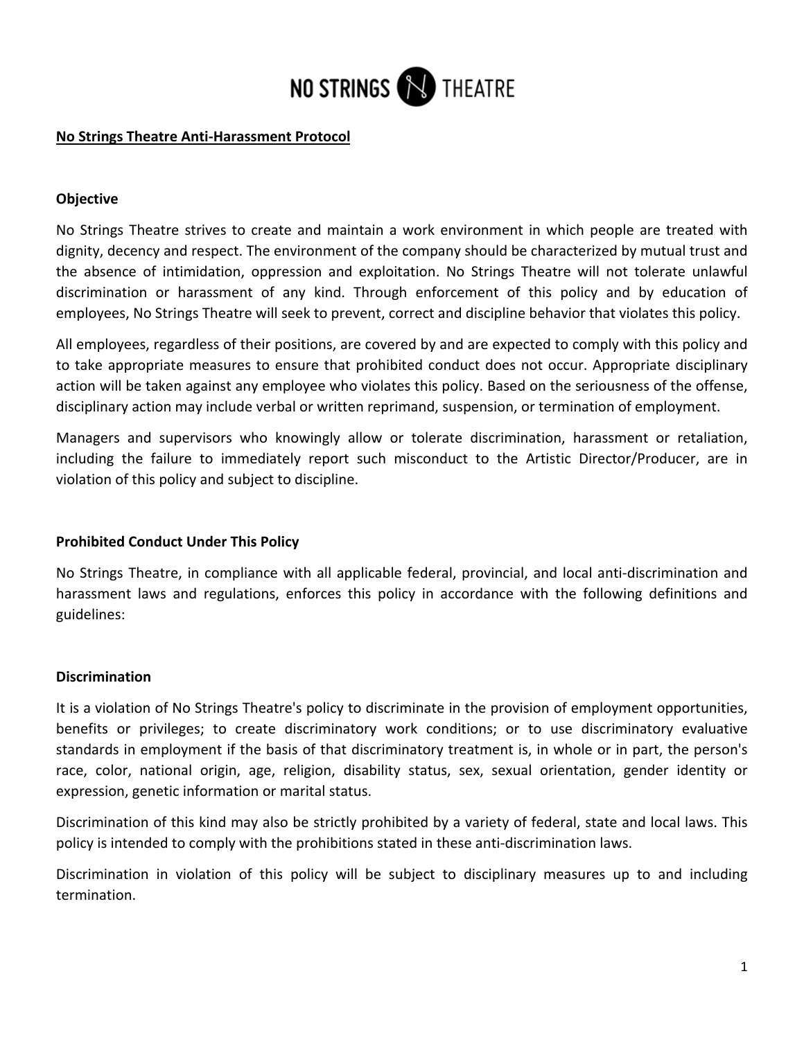NO STRINGS THEATRE

**No Strings Theatre Anti-Harassment Protocol**

**Objective**

No Strings Theatre strives to create and maintain a work environment in which people are treated with dignity, decency and respect. The environment of the company should be characterized by mutual trust and the absence of intimidation, oppression and exploitation. No Strings Theatre will not tolerate unlawful discrimination or harassment of any kind. Through enforcement of this policy and by education of employees, No Strings Theatre will seek to prevent, correct and discipline behavior that violates this policy.

All employees, regardless of their positions, are covered by and are expected to comply with this policy and to take appropriate measures to ensure that prohibited conduct does not occur. Appropriate disciplinary action will be taken against any employee who violates this policy. Based on the seriousness of the offense, disciplinary action may include verbal or written reprimand, suspension, or termination of employment.

Managers and supervisors who knowingly allow or tolerate discrimination, harassment or retaliation, including the failure to immediately report such misconduct to the Artistic Director/Producer, are in violation of this policy and subject to discipline.

**Prohibited Conduct Under This Policy**

No Strings Theatre, in compliance with all applicable federal, provincial, and local anti-discrimination and harassment laws and regulations, enforces this policy in accordance with the following definitions and guidelines:

**Discrimination**

It is a violation of No Strings Theatre's policy to discriminate in the provision of employment opportunities, benefits or privileges; to create discriminatory work conditions; or to use discriminatory evaluative standards in employment if the basis of that discriminatory treatment is, in whole or in part, the person's race, color, national origin, age, religion, disability status, sex, sexual orientation, gender identity or expression, genetic information or marital status.

Discrimination of this kind may also be strictly prohibited by a variety of federal, state and local laws. This policy is intended to comply with the prohibitions stated in these anti-discrimination laws.

Discrimination in violation of this policy will be subject to disciplinary measures up to and including termination.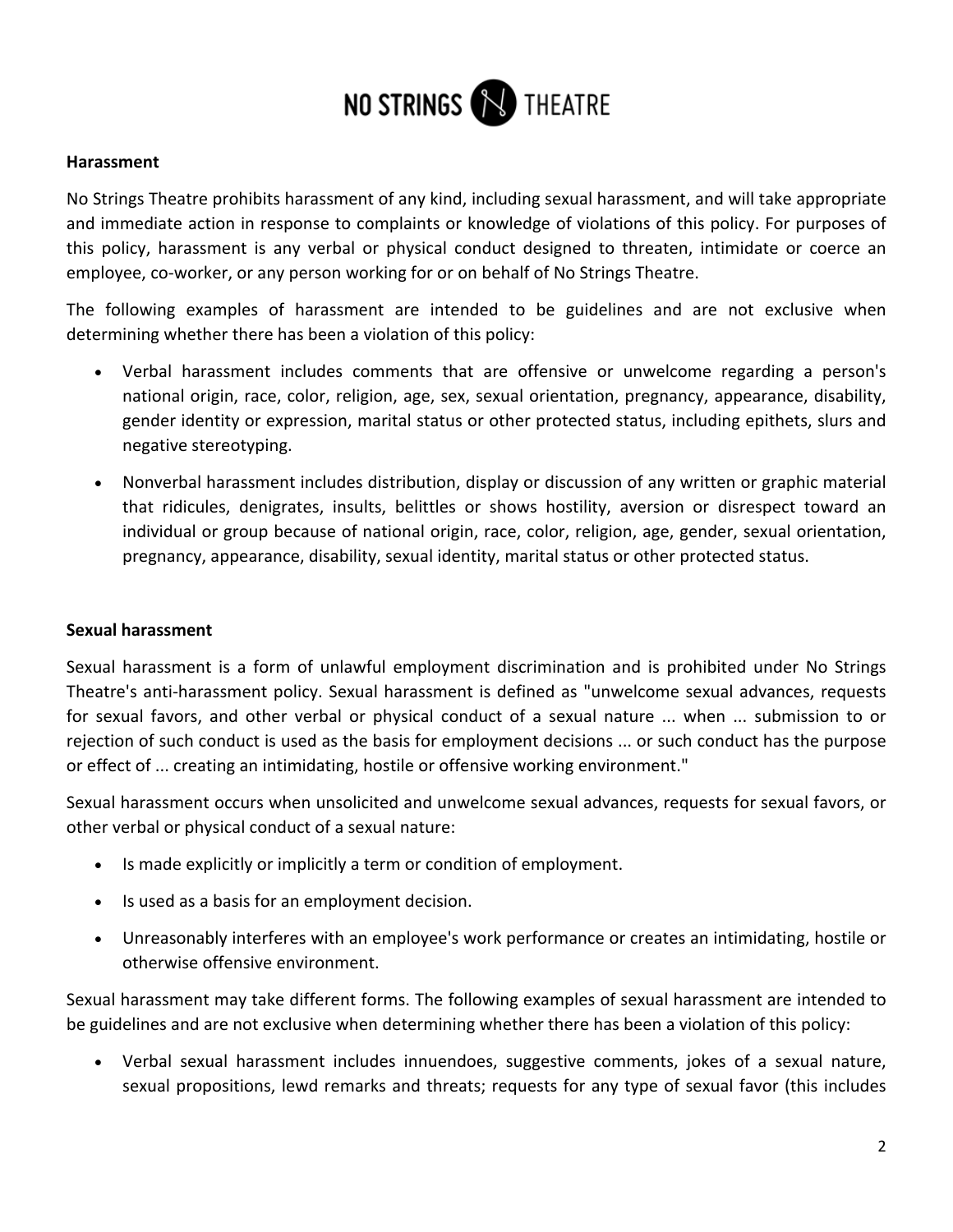### Harassment

No Strings Theatre prohibits harassment of any kind, including sexual harassment, and will take appropriate and immediate action in response to complaints or knowledge of violations of this policy. For purposes of this policy, harassment is any verbal or physical conduct designed to threaten, intimidate or coerce an employee, co-worker, or any person working for or on behalf of No Strings Theatre.

The following examples of harassment are intended to be guidelines and are not exclusive when determining whether there has been a violation of this policy:

- Verbal harassment includes comments that are offensive or unwelcome regarding a person's national origin, race, color, religion, age, sex, sexual orientation, pregnancy, appearance, disability, gender identity or expression, marital status or other protected status, including epithets, slurs and negative stereotyping.
- Nonverbal harassment includes distribution, display or discussion of any written or graphic material that ridicules, denigrates, insults, belittles or shows hostility, aversion or disrespect toward an individual or group because of national origin, race, color, religion, age, gender, sexual orientation, pregnancy, appearance, disability, sexual identity, marital status or other protected status.

### Sexual harassment

Sexual harassment is a form of unlawful employment discrimination and is prohibited under No Strings Theatre's anti-harassment policy. Sexual harassment is defined as "unwelcome sexual advances, requests for sexual favors, and other verbal or physical conduct of a sexual nature ... when ... submission to or rejection of such conduct is used as the basis for employment decisions ... or such conduct has the purpose or effect of ... creating an intimidating, hostile or offensive working environment."

Sexual harassment occurs when unsolicited and unwelcome sexual advances, requests for sexual favors, or other verbal or physical conduct of a sexual nature:

- Is made explicitly or implicitly a term or condition of employment.
- Is used as a basis for an employment decision.
- Unreasonably interferes with an employee's work performance or creates an intimidating, hostile or otherwise offensive environment.

Sexual harassment may take different forms. The following examples of sexual harassment are intended to be guidelines and are not exclusive when determining whether there has been a violation of this policy:

- Verbal sexual harassment includes innuendoes, suggestive comments, jokes of a sexual nature, sexual propositions, lewd remarks and threats; requests for any type of sexual favor (this includes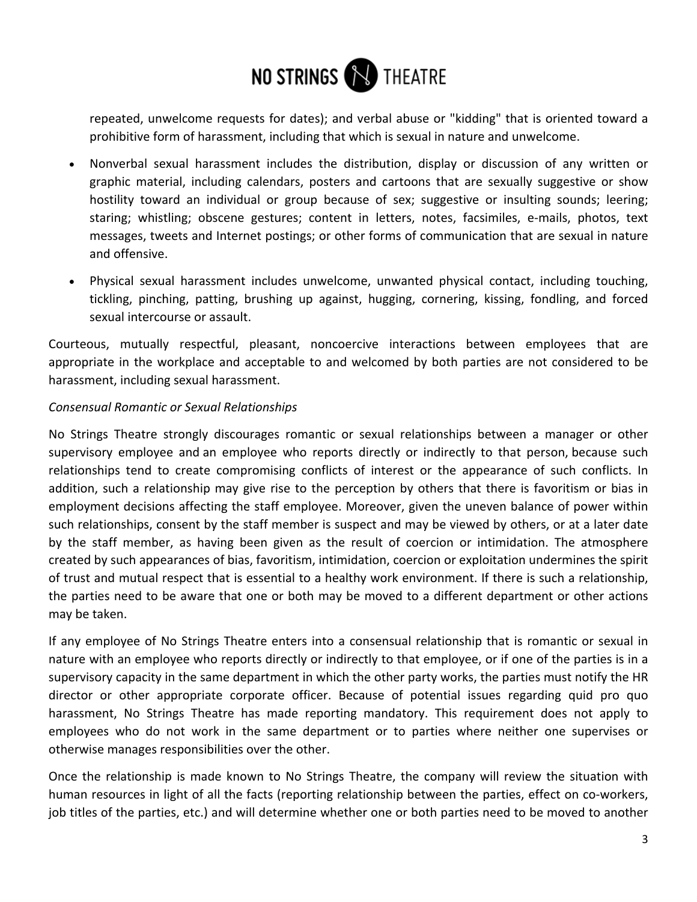repeated, unwelcome requests for dates); and verbal abuse or "kidding" that is oriented toward a prohibitive form of harassment, including that which is sexual in nature and unwelcome.

- Nonverbal sexual harassment includes the distribution, display or discussion of any written or graphic material, including calendars, posters and cartoons that are sexually suggestive or show hostility toward an individual or group because of sex; suggestive or insulting sounds; leering; staring; whistling; obscene gestures; content in letters, notes, facsimiles, e-mails, photos, text messages, tweets and Internet postings; or other forms of communication that are sexual in nature and offensive.
- Physical sexual harassment includes unwelcome, unwanted physical contact, including touching, tickling, pinching, patting, brushing up against, hugging, cornering, kissing, fondling, and forced sexual intercourse or assault.

Courteous, mutually respectful, pleasant, noncoercive interactions between employees that are appropriate in the workplace and acceptable to and welcomed by both parties are not considered to be harassment, including sexual harassment.

*Consensual Romantic or Sexual Relationships*

No Strings Theatre strongly discourages romantic or sexual relationships between a manager or other supervisory employee and an employee who reports directly or indirectly to that person, because such relationships tend to create compromising conflicts of interest or the appearance of such conflicts. In addition, such a relationship may give rise to the perception by others that there is favoritism or bias in employment decisions affecting the staff employee. Moreover, given the uneven balance of power within such relationships, consent by the staff member is suspect and may be viewed by others, or at a later date by the staff member, as having been given as the result of coercion or intimidation. The atmosphere created by such appearances of bias, favoritism, intimidation, coercion or exploitation undermines the spirit of trust and mutual respect that is essential to a healthy work environment. If there is such a relationship, the parties need to be aware that one or both may be moved to a different department or other actions may be taken.

If any employee of No Strings Theatre enters into a consensual relationship that is romantic or sexual in nature with an employee who reports directly or indirectly to that employee, or if one of the parties is in a supervisory capacity in the same department in which the other party works, the parties must notify the HR director or other appropriate corporate officer. Because of potential issues regarding quid pro quo harassment, No Strings Theatre has made reporting mandatory. This requirement does not apply to employees who do not work in the same department or to parties where neither one supervises or otherwise manages responsibilities over the other.

Once the relationship is made known to No Strings Theatre, the company will review the situation with human resources in light of all the facts (reporting relationship between the parties, effect on co-workers, job titles of the parties, etc.) and will determine whether one or both parties need to be moved to another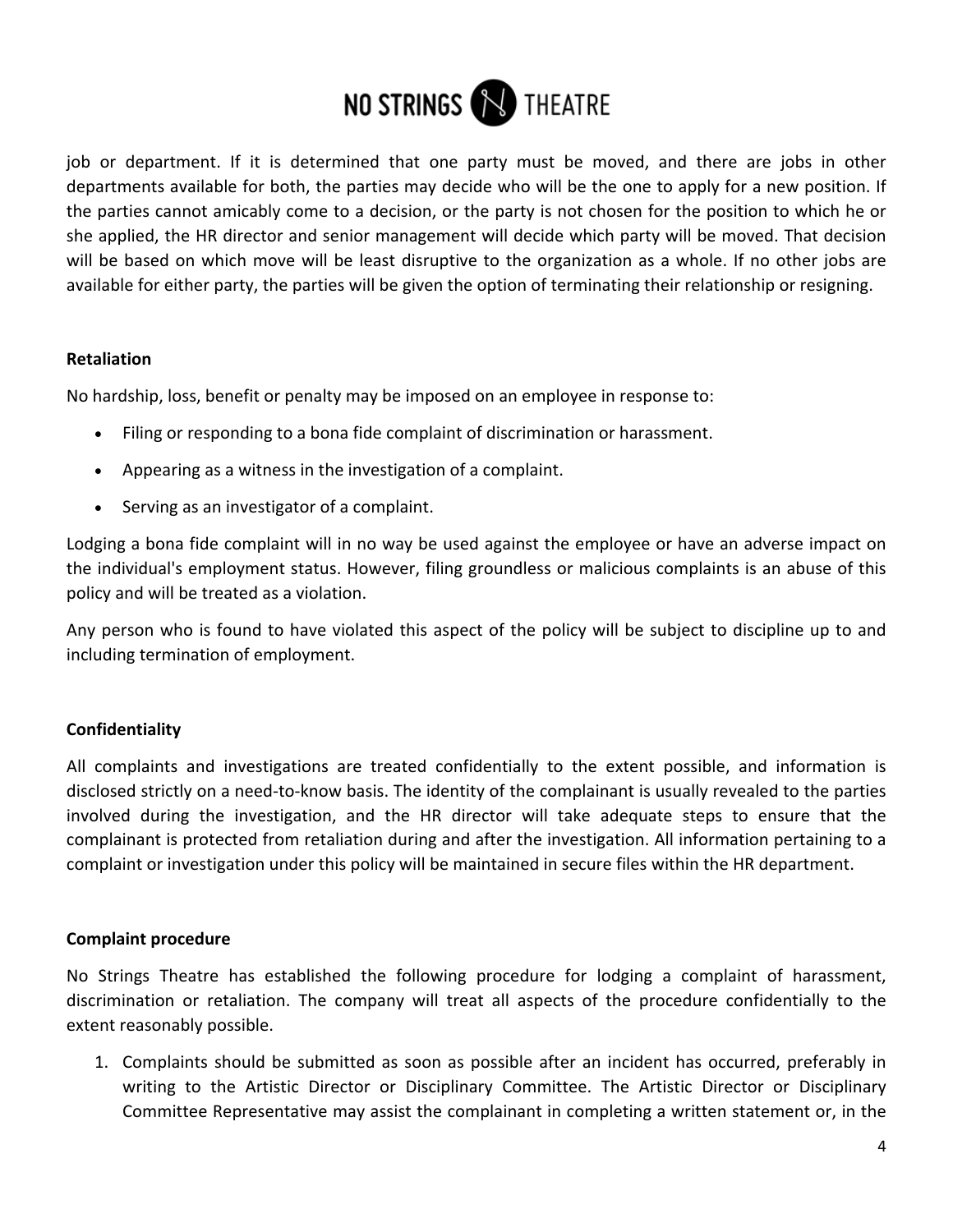job or department. If it is determined that one party must be moved, and there are jobs in other departments available for both, the parties may decide who will be the one to apply for a new position. If the parties cannot amicably come to a decision, or the party is not chosen for the position to which he or she applied, the HR director and senior management will decide which party will be moved. That decision will be based on which move will be least disruptive to the organization as a whole. If no other jobs are available for either party, the parties will be given the option of terminating their relationship or resigning.

**Retaliation**

No hardship, loss, benefit or penalty may be imposed on an employee in response to:

- Filing or responding to a bona fide complaint of discrimination or harassment.
- Appearing as a witness in the investigation of a complaint.
- Serving as an investigator of a complaint.

Lodging a bona fide complaint will in no way be used against the employee or have an adverse impact on the individual's employment status. However, filing groundless or malicious complaints is an abuse of this policy and will be treated as a violation.

Any person who is found to have violated this aspect of the policy will be subject to discipline up to and including termination of employment.

**Confidentiality**

All complaints and investigations are treated confidentially to the extent possible, and information is disclosed strictly on a need-to-know basis. The identity of the complainant is usually revealed to the parties involved during the investigation, and the HR director will take adequate steps to ensure that the complainant is protected from retaliation during and after the investigation. All information pertaining to a complaint or investigation under this policy will be maintained in secure files within the HR department.

**Complaint procedure**

No Strings Theatre has established the following procedure for lodging a complaint of harassment, discrimination or retaliation. The company will treat all aspects of the procedure confidentially to the extent reasonably possible.

1. Complaints should be submitted as soon as possible after an incident has occurred, preferably in writing to the Artistic Director or Disciplinary Committee. The Artistic Director or Disciplinary Committee Representative may assist the complainant in completing a written statement or, in the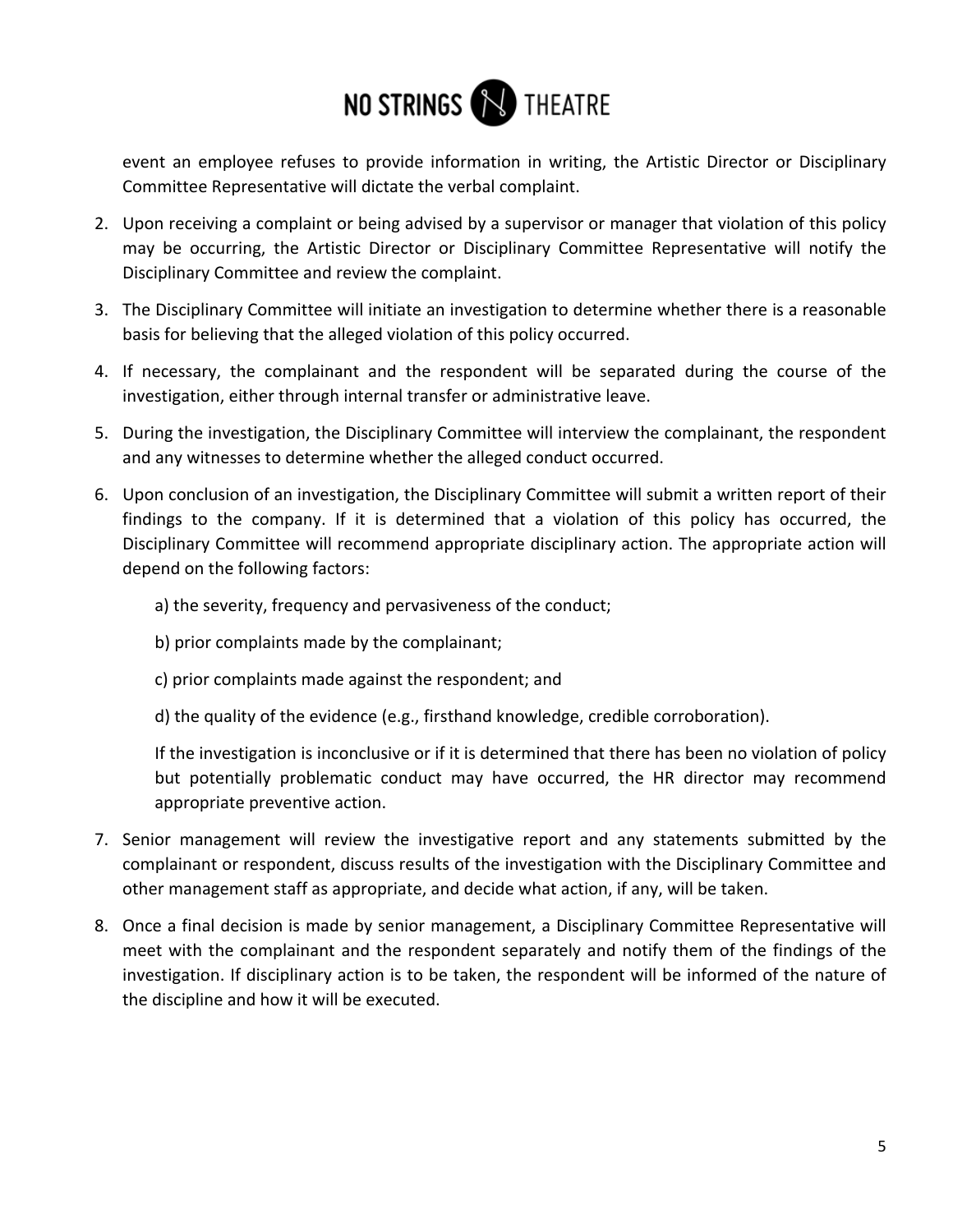event an employee refuses to provide information in writing, the Artistic Director or Disciplinary Committee Representative will dictate the verbal complaint.

2. Upon receiving a complaint or being advised by a supervisor or manager that violation of this policy may be occurring, the Artistic Director or Disciplinary Committee Representative will notify the Disciplinary Committee and review the complaint.
3. The Disciplinary Committee will initiate an investigation to determine whether there is a reasonable basis for believing that the alleged violation of this policy occurred.
4. If necessary, the complainant and the respondent will be separated during the course of the investigation, either through internal transfer or administrative leave.
5. During the investigation, the Disciplinary Committee will interview the complainant, the respondent and any witnesses to determine whether the alleged conduct occurred.
6. Upon conclusion of an investigation, the Disciplinary Committee will submit a written report of their findings to the company. If it is determined that a violation of this policy has occurred, the Disciplinary Committee will recommend appropriate disciplinary action. The appropriate action will depend on the following factors:

   a) the severity, frequency and pervasiveness of the conduct;

   b) prior complaints made by the complainant;

   c) prior complaints made against the respondent; and

   d) the quality of the evidence (e.g., firsthand knowledge, credible corroboration).

   If the investigation is inconclusive or if it is determined that there has been no violation of policy but potentially problematic conduct may have occurred, the HR director may recommend appropriate preventive action.
7. Senior management will review the investigative report and any statements submitted by the complainant or respondent, discuss results of the investigation with the Disciplinary Committee and other management staff as appropriate, and decide what action, if any, will be taken.
8. Once a final decision is made by senior management, a Disciplinary Committee Representative will meet with the complainant and the respondent separately and notify them of the findings of the investigation. If disciplinary action is to be taken, the respondent will be informed of the nature of the discipline and how it will be executed.